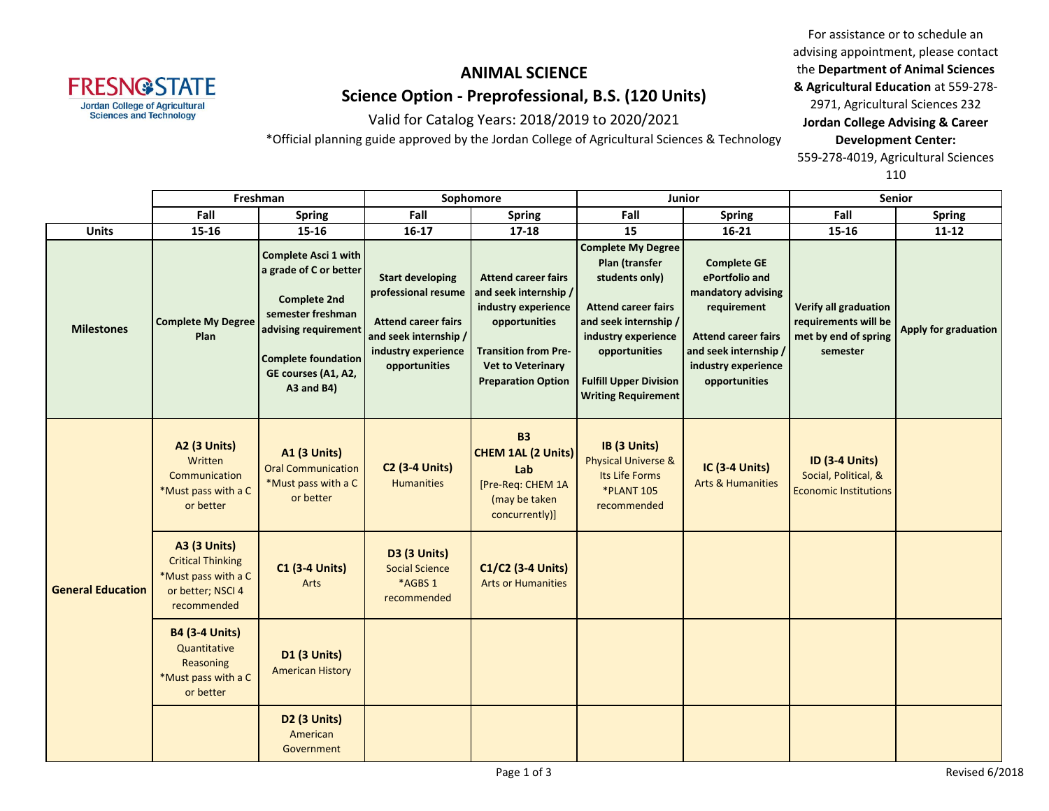# ANIMAL SCIENCE

## Science Option - Preprofessional, B.S. (120 Units)

Valid for Catalog Years: 2018/2019 to 2020/2021

*Official planning guide approved by the Jordan College of Agricultural Sciences & Technology

For assistance or to schedule an advising appointment, please contact the **Department of Animal Sciences & Agricultural Education** at 559-278-2971, Agricultural Sciences 232
**Jordan College Advising & Career Development Center:** 559-278-4019, Agricultural Sciences 110

| | Freshman | | Sophomore | | Junior | | Senior | |
|---|---|---|---|---|---|---|---|---|
| | **Fall** | **Spring** | **Fall** | **Spring** | **Fall** | **Spring** | **Fall** | **Spring** |
| **Units** | **15-16** | **15-16** | **16-17** | **17-18** | **15** | **16-21** | **15-16** | **11-12** |
| **Milestones** | **Complete My Degree Plan** | **Complete Asci 1 with a grade of C or better**<br><br>**Complete 2nd semester freshman advising requirement**<br><br>**Complete foundation GE courses (A1, A2, A3 and B4)** | **Start developing professional resume**<br><br>**Attend career fairs and seek internship / industry experience opportunities** | **Attend career fairs and seek internship / industry experience opportunities**<br><br>**Transition from Pre-Vet to Veterinary Preparation Option** | **Complete My Degree Plan (transfer students only)**<br><br>**Attend career fairs and seek internship / industry experience opportunities**<br><br>**Fulfill Upper Division Writing Requirement** | **Complete GE ePortfolio and mandatory advising requirement**<br><br>**Attend career fairs and seek internship / industry experience opportunities** | **Verify all graduation requirements will be met by end of spring semester** | **Apply for graduation** |
| **General Education** | **A2 (3 Units)** Written Communication *Must pass with a C or better | **A1 (3 Units)** Oral Communication *Must pass with a C or better | **C2 (3-4 Units)** Humanities | **B3 CHEM 1AL (2 Units) Lab** [Pre-Req: CHEM 1A (may be taken concurrently)] | **IB (3 Units)** Physical Universe & Its Life Forms *PLANT 105 recommended | **IC (3-4 Units)** Arts & Humanities | **ID (3-4 Units)** Social, Political, & Economic Institutions | |
| | **A3 (3 Units)** Critical Thinking *Must pass with a C or better; NSCI 4 recommended | **C1 (3-4 Units)** Arts | **D3 (3 Units)** Social Science *AGBS 1 recommended | **C1/C2 (3-4 Units)** Arts or Humanities | | | | |
| | **B4 (3-4 Units)** Quantitative Reasoning *Must pass with a C or better | **D1 (3 Units)** American History | | | | | | |
| | | **D2 (3 Units)** American Government | | | | | | |

Revised 6/2018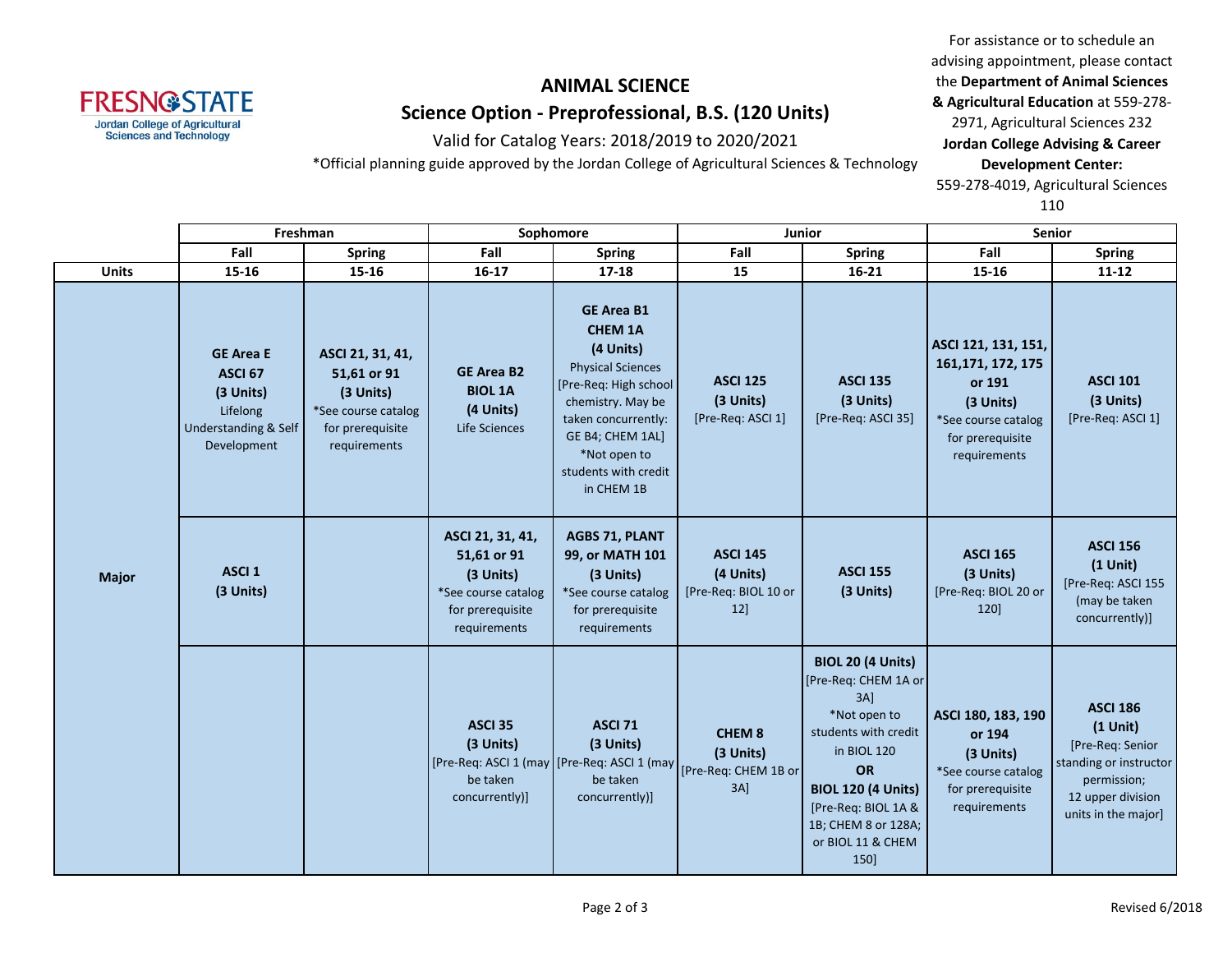# ANIMAL SCIENCE

## Science Option - Preprofessional, B.S. (120 Units)

Valid for Catalog Years: 2018/2019 to 2020/2021

*Official planning guide approved by the Jordan College of Agricultural Sciences & Technology

For assistance or to schedule an advising appointment, please contact the **Department of Animal Sciences & Agricultural Education** at 559-278-2971, Agricultural Sciences 232

**Jordan College Advising & Career Development Center:** 559-278-4019, Agricultural Sciences 110

| | Freshman | | Sophomore | | Junior | | Senior | |
|---|---|---|---|---|---|---|---|---|
| | Fall | Spring | Fall | Spring | Fall | Spring | Fall | Spring |
| **Units** | 15-16 | 15-16 | 16-17 | 17-18 | 15 | 16-21 | 15-16 | 11-12 |
| **Major** | **GE Area E ASCI 67 (3 Units)** Lifelong Understanding & Self Development | **ASCI 21, 31, 41, 51,61 or 91 (3 Units)** *See course catalog for prerequisite requirements | **GE Area B2 BIOL 1A (4 Units)** Life Sciences | **GE Area B1 CHEM 1A (4 Units)** Physical Sciences [Pre-Req: High school chemistry. May be taken concurrently: GE B4; CHEM 1AL] *Not open to students with credit in CHEM 1B | **ASCI 125 (3 Units)** [Pre-Req: ASCI 1] | **ASCI 135 (3 Units)** [Pre-Req: ASCI 35] | **ASCI 121, 131, 151, 161,171, 172, 175 or 191 (3 Units)** *See course catalog for prerequisite requirements | **ASCI 101 (3 Units)** [Pre-Req: ASCI 1] |
| | **ASCI 1 (3 Units)** | | **ASCI 21, 31, 41, 51,61 or 91 (3 Units)** *See course catalog for prerequisite requirements | **AGBS 71, PLANT 99, or MATH 101 (3 Units)** *See course catalog for prerequisite requirements | **ASCI 145 (4 Units)** [Pre-Req: BIOL 10 or 12] | **ASCI 155 (3 Units)** | **ASCI 165 (3 Units)** [Pre-Req: BIOL 20 or 120] | **ASCI 156 (1 Unit)** [Pre-Req: ASCI 155 (may be taken concurrently)] |
| | | | **ASCI 35 (3 Units)** [Pre-Req: ASCI 1 (may be taken concurrently)] | **ASCI 71 (3 Units)** [Pre-Req: ASCI 1 (may be taken concurrently)] | **CHEM 8 (3 Units)** [Pre-Req: CHEM 1B or 3A] | **BIOL 20 (4 Units)** [Pre-Req: CHEM 1A or 3A] *Not open to students with credit in BIOL 120 **OR** **BIOL 120 (4 Units)** [Pre-Req: BIOL 1A & 1B; CHEM 8 or 128A; or BIOL 11 & CHEM 150] | **ASCI 180, 183, 190 or 194 (3 Units)** *See course catalog for prerequisite requirements | **ASCI 186 (1 Unit)** [Pre-Req: Senior standing or instructor permission; 12 upper division units in the major] |

Revised 6/2018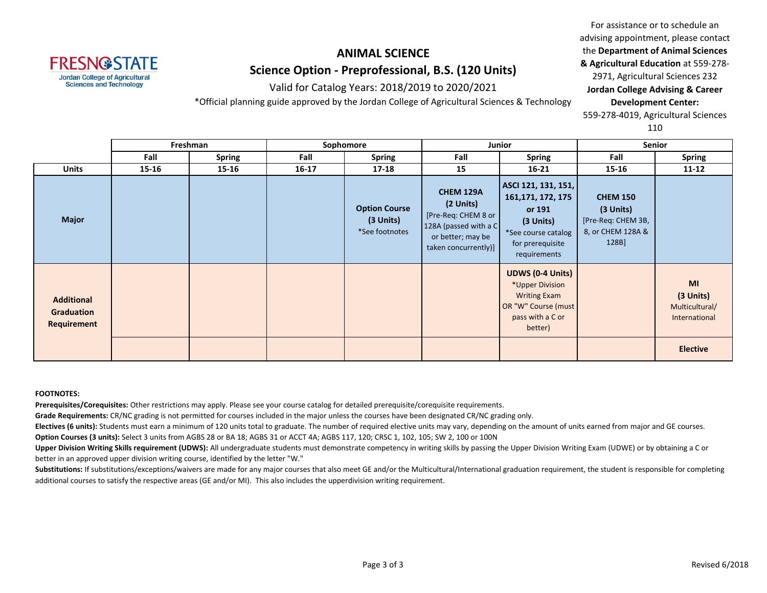# ANIMAL SCIENCE

## Science Option - Preprofessional, B.S. (120 Units)

Valid for Catalog Years: 2018/2019 to 2020/2021

*Official planning guide approved by the Jordan College of Agricultural Sciences & Technology

For assistance or to schedule an advising appointment, please contact the **Department of Animal Sciences & Agricultural Education** at 559-278-2971, Agricultural Sciences 232
**Jordan College Advising & Career Development Center:** 559-278-4019, Agricultural Sciences 110

| | Freshman | | Sophomore | | Junior | | Senior | |
|---|---|---|---|---|---|---|---|---|
| | **Fall** | **Spring** | **Fall** | **Spring** | **Fall** | **Spring** | **Fall** | **Spring** |
| **Units** | **15-16** | **15-16** | **16-17** | **17-18** | **15** | **16-21** | **15-16** | **11-12** |
| **Major** | | | | **Option Course (3 Units)** *See footnotes | **CHEM 129A (2 Units)** [Pre-Req: CHEM 8 or 128A (passed with a C or better; may be taken concurrently)] | **ASCI 121, 131, 151, 161,171, 172, 175 or 191 (3 Units)** *See course catalog for prerequisite requirements | **CHEM 150 (3 Units)** [Pre-Req: CHEM 3B, 8, or CHEM 128A & 128B] | |
| **Additional Graduation Requirement** | | | | | | **UDWS (0-4 Units)** *Upper Division Writing Exam OR "W" Course (must pass with a C or better) | | **MI (3 Units)** Multicultural/ International |
| | | | | | | | | **Elective** |

**FOOTNOTES:**

**Prerequisites/Corequisites:** Other restrictions may apply. Please see your course catalog for detailed prerequisite/corequisite requirements.

**Grade Requirements:** CR/NC grading is not permitted for courses included in the major unless the courses have been designated CR/NC grading only.

**Electives (6 units):** Students must earn a minimum of 120 units total to graduate. The number of required elective units may vary, depending on the amount of units earned from major and GE courses.

**Option Courses (3 units):** Select 3 units from AGBS 28 or BA 18; AGBS 31 or ACCT 4A; AGBS 117, 120; CRSC 1, 102, 105; SW 2, 100 or 100N

**Upper Division Writing Skills requirement (UDWS):** All undergraduate students must demonstrate competency in writing skills by passing the Upper Division Writing Exam (UDWE) or by obtaining a C or better in an approved upper division writing course, identified by the letter "W."

**Substitutions:** If substitutions/exceptions/waivers are made for any major courses that also meet GE and/or the Multicultural/International graduation requirement, the student is responsible for completing additional courses to satisfy the respective areas (GE and/or MI). This also includes the upperdivision writing requirement.

Revised 6/2018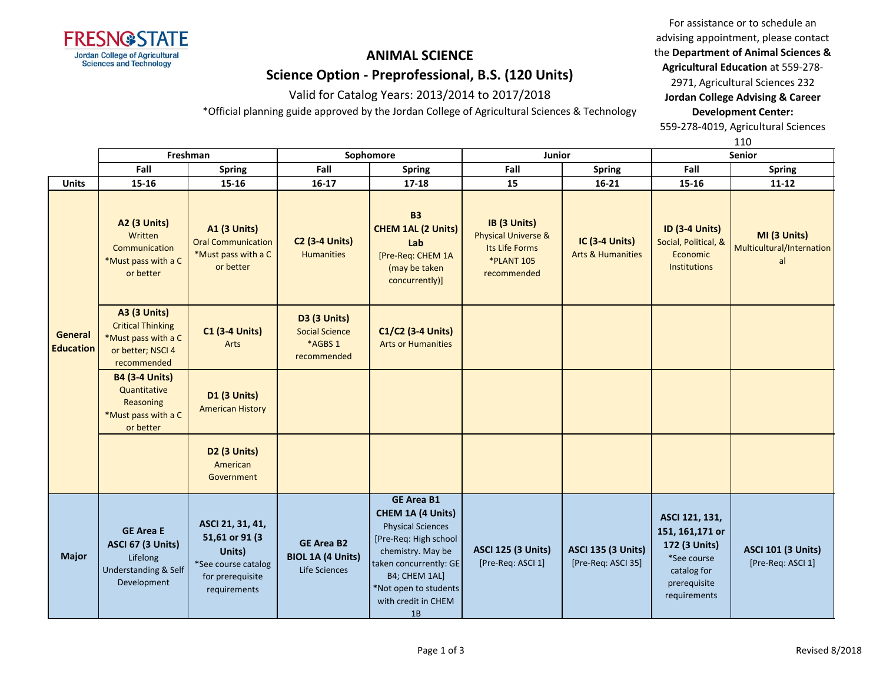# ANIMAL SCIENCE

## Science Option - Preprofessional, B.S. (120 Units)

Valid for Catalog Years: 2013/2014 to 2017/2018

*Official planning guide approved by the Jordan College of Agricultural Sciences & Technology

For assistance or to schedule an advising appointment, please contact the **Department of Animal Sciences & Agricultural Education** at 559-278-2971, Agricultural Sciences 232
**Jordan College Advising & Career Development Center:** 559-278-4019, Agricultural Sciences 110

| | Freshman | | Sophomore | | Junior | | Senior | |
|---|---|---|---|---|---|---|---|---|
| | Fall | Spring | Fall | Spring | Fall | Spring | Fall | Spring |
| **Units** | 15-16 | 15-16 | 16-17 | 17-18 | 15 | 16-21 | 15-16 | 11-12 |
| **General Education** | **A2 (3 Units)** Written Communication *Must pass with a C or better | **A1 (3 Units)** Oral Communication *Must pass with a C or better | **C2 (3-4 Units)** Humanities | **B3 CHEM 1AL (2 Units) Lab** [Pre-Req: CHEM 1A (may be taken concurrently)] | **IB (3 Units)** Physical Universe & Its Life Forms *PLANT 105 recommended | **IC (3-4 Units)** Arts & Humanities | **ID (3-4 Units)** Social, Political, & Economic Institutions | **MI (3 Units)** Multicultural/International |
| | **A3 (3 Units)** Critical Thinking *Must pass with a C or better; NSCI 4 recommended | **C1 (3-4 Units)** Arts | **D3 (3 Units)** Social Science *AGBS 1 recommended | **C1/C2 (3-4 Units)** Arts or Humanities | | | | |
| | **B4 (3-4 Units)** Quantitative Reasoning *Must pass with a C or better | **D1 (3 Units)** American History | | | | | | |
| | | **D2 (3 Units)** American Government | | | | | | |
| **Major** | **GE Area E ASCI 67 (3 Units)** Lifelong Understanding & Self Development | **ASCI 21, 31, 41, 51,61 or 91 (3 Units)** *See course catalog for prerequisite requirements | **GE Area B2 BIOL 1A (4 Units)** Life Sciences | **GE Area B1 CHEM 1A (4 Units)** Physical Sciences [Pre-Req: High school chemistry. May be taken concurrently: GE B4; CHEM 1AL] *Not open to students with credit in CHEM 1B | **ASCI 125 (3 Units)** [Pre-Req: ASCI 1] | **ASCI 135 (3 Units)** [Pre-Req: ASCI 35] | **ASCI 121, 131, 151, 161,171 or 172 (3 Units)** *See course catalog for prerequisite requirements | **ASCI 101 (3 Units)** [Pre-Req: ASCI 1] |

Revised 8/2018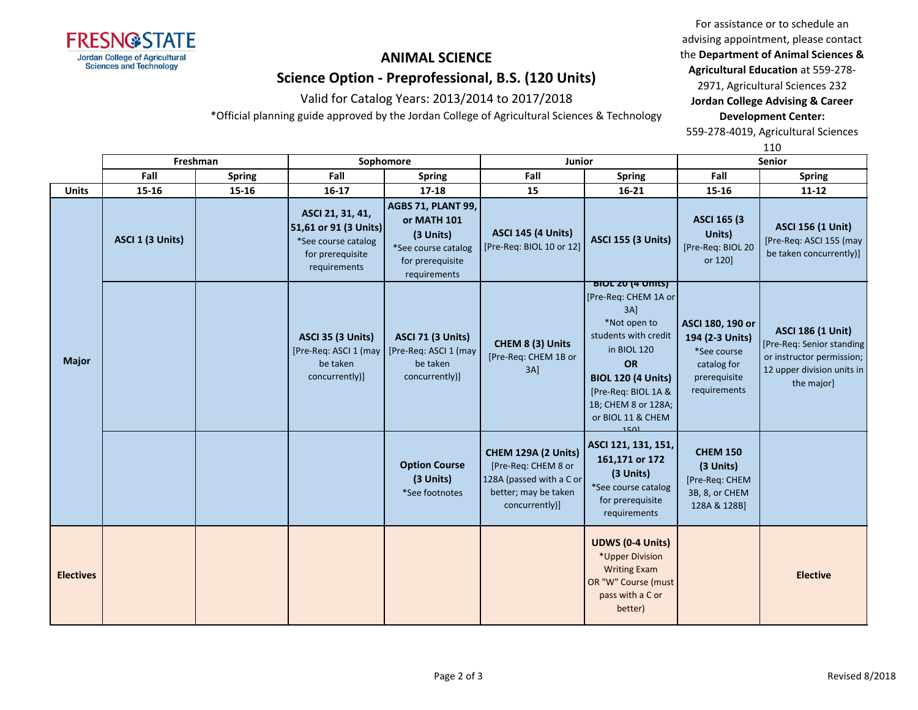# ANIMAL SCIENCE

## Science Option - Preprofessional, B.S. (120 Units)

Valid for Catalog Years: 2013/2014 to 2017/2018

*Official planning guide approved by the Jordan College of Agricultural Sciences & Technology

For assistance or to schedule an advising appointment, please contact the **Department of Animal Sciences & Agricultural Education** at 559-278-2971, Agricultural Sciences 232
**Jordan College Advising & Career Development Center:** 559-278-4019, Agricultural Sciences 110

| | Freshman | | Sophomore | | Junior | | Senior | |
|---|---|---|---|---|---|---|---|---|
| | Fall | Spring | Fall | Spring | Fall | Spring | Fall | Spring |
| **Units** | 15-16 | 15-16 | 16-17 | 17-18 | 15 | 16-21 | 15-16 | 11-12 |
| **Major** | **ASCI 1 (3 Units)** | | **ASCI 21, 31, 41, 51,61 or 91 (3 Units)** *See course catalog for prerequisite requirements | **AGBS 71, PLANT 99, or MATH 101 (3 Units)** *See course catalog for prerequisite requirements | **ASCI 145 (4 Units)** [Pre-Req: BIOL 10 or 12] | **ASCI 155 (3 Units)** | **ASCI 165 (3 Units)** [Pre-Req: BIOL 20 or 120] | **ASCI 156 (1 Unit)** [Pre-Req: ASCI 155 (may be taken concurrently)] |
| | | | **ASCI 35 (3 Units)** [Pre-Req: ASCI 1 (may be taken concurrently)] | **ASCI 71 (3 Units)** [Pre-Req: ASCI 1 (may be taken concurrently)] | **CHEM 8 (3) Units** [Pre-Req: CHEM 1B or 3A] | **BIOL 20 (4 Units)** [Pre-Req: CHEM 1A or 3A] *Not open to students with credit in BIOL 120 **OR** **BIOL 120 (4 Units)** [Pre-Req: BIOL 1A & 1B; CHEM 8 or 128A; or BIOL 11 & CHEM 150] | **ASCI 180, 190 or 194 (2-3 Units)** *See course catalog for prerequisite requirements | **ASCI 186 (1 Unit)** [Pre-Req: Senior standing or instructor permission; 12 upper division units in the major] |
| | | | | **Option Course (3 Units)** *See footnotes | **CHEM 129A (2 Units)** [Pre-Req: CHEM 8 or 128A (passed with a C or better; may be taken concurrently)] | **ASCI 121, 131, 151, 161,171 or 172 (3 Units)** *See course catalog for prerequisite requirements | **CHEM 150 (3 Units)** [Pre-Req: CHEM 3B, 8, or CHEM 128A & 128B] | |
| **Electives** | | | | | | **UDWS (0-4 Units)** *Upper Division Writing Exam OR "W" Course (must pass with a C or better) | | **Elective** |

Revised 8/2018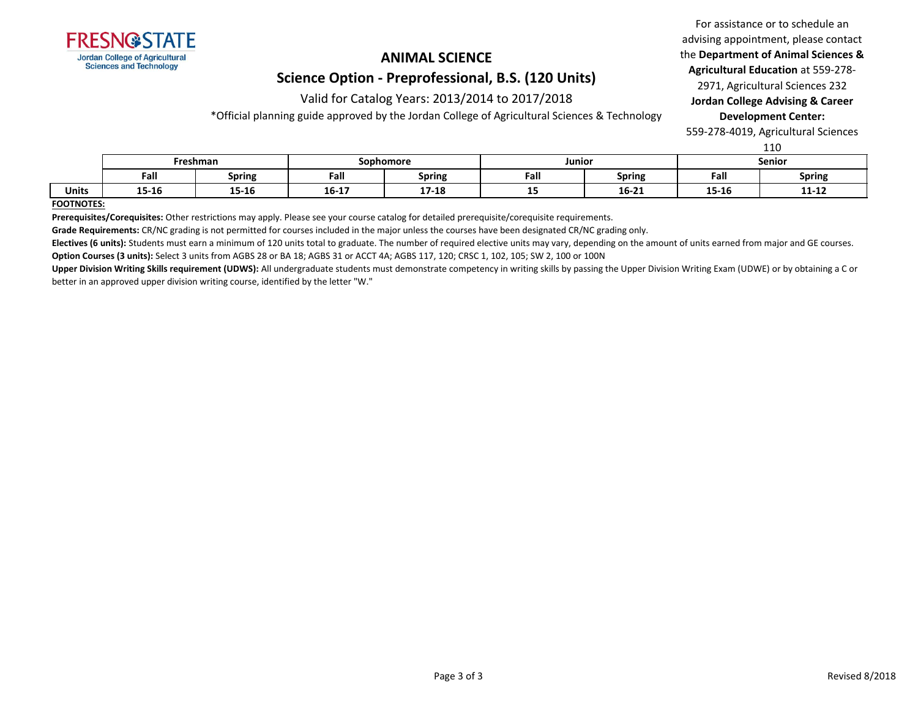Fresno State Jordan College of Agricultural Sciences and Technology

# ANIMAL SCIENCE

## Science Option - Preprofessional, B.S. (120 Units)

Valid for Catalog Years: 2013/2014 to 2017/2018

*Official planning guide approved by the Jordan College of Agricultural Sciences & Technology

For assistance or to schedule an advising appointment, please contact the **Department of Animal Sciences & Agricultural Education** at 559-278-2971, Agricultural Sciences 232
**Jordan College Advising & Career Development Center:** 559-278-4019, Agricultural Sciences 110

| | Freshman | | Sophomore | | Junior | | Senior | |
|---|---|---|---|---|---|---|---|---|
| | **Fall** | **Spring** | **Fall** | **Spring** | **Fall** | **Spring** | **Fall** | **Spring** |
| **Units** | **15-16** | **15-16** | **16-17** | **17-18** | **15** | **16-21** | **15-16** | **11-12** |

**FOOTNOTES:**

**Prerequisites/Corequisites:** Other restrictions may apply. Please see your course catalog for detailed prerequisite/corequisite requirements.

**Grade Requirements:** CR/NC grading is not permitted for courses included in the major unless the courses have been designated CR/NC grading only.

**Electives (6 units):** Students must earn a minimum of 120 units total to graduate. The number of required elective units may vary, depending on the amount of units earned from major and GE courses.

**Option Courses (3 units):** Select 3 units from AGBS 28 or BA 18; AGBS 31 or ACCT 4A; AGBS 117, 120; CRSC 1, 102, 105; SW 2, 100 or 100N

**Upper Division Writing Skills requirement (UDWS):** All undergraduate students must demonstrate competency in writing skills by passing the Upper Division Writing Exam (UDWE) or by obtaining a C or better in an approved upper division writing course, identified by the letter "W."

Revised 8/2018